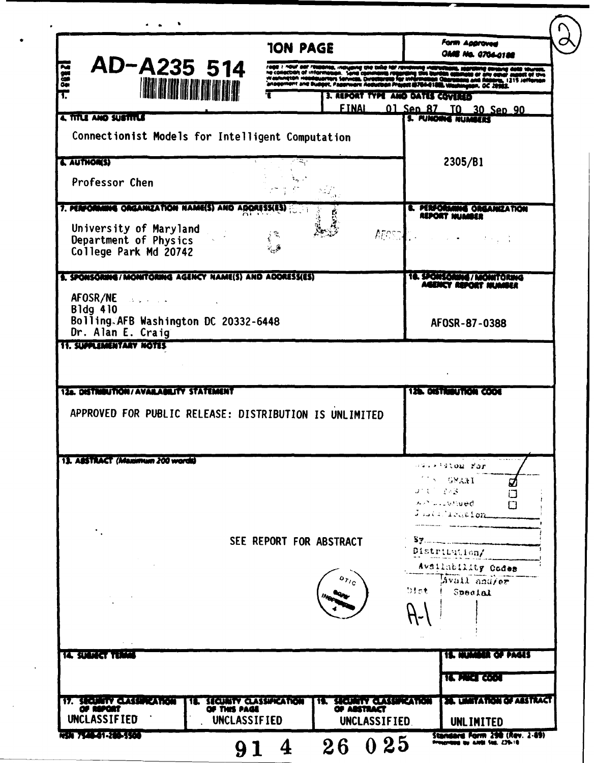AD-A235 514

# REPORT DOCUMENTATION PAGE

Form Approved
OMB No. 0704-0188

| | |
|---|---|
| 3. REPORT TYPE AND DATES COVERED | FINAL 01 Sep 87 TO 30 Sep 90 |
| 4. TITLE AND SUBTITLE | Connectionist Models for Intelligent Computation |
| 5. FUNDING NUMBERS | 2305/B1 |
| 6. AUTHOR(S) | Professor Chen |
| 7. PERFORMING ORGANIZATION NAME(S) AND ADDRESS(ES) | University of Maryland<br>Department of Physics<br>College Park Md 20742 |
| 8. PERFORMING ORGANIZATION REPORT NUMBER | AFOSR |
| 9. SPONSORING/MONITORING AGENCY NAME(S) AND ADDRESS(ES) | AFOSR/NE<br>Bldg 410<br>Bolling AFB Washington DC 20332-6448<br>Dr. Alan E. Craig |
| 10. SPONSORING/MONITORING AGENCY REPORT NUMBER | AFOSR-87-0388 |
| 11. SUPPLEMENTARY NOTES | |
| 12a. DISTRIBUTION/AVAILABILITY STATEMENT | APPROVED FOR PUBLIC RELEASE: DISTRIBUTION IS UNLIMITED |
| 12b. DISTRIBUTION CODE | |

13. ABSTRACT (Maximum 200 words)

SEE REPORT FOR ABSTRACT

Accession For
NTIS GRA&I ☑
DTIC TAB ☐
Unannounced ☐
Justification
By
Distribution/
Availability Codes
Dist | Avail and/or Special
A-1

| | |
|---|---|
| 14. SUBJECT TERMS | |
| 15. NUMBER OF PAGES | |
| 16. PRICE CODE | |

| 17. SECURITY CLASSIFICATION OF REPORT | 18. SECURITY CLASSIFICATION OF THIS PAGE | 19. SECURITY CLASSIFICATION OF ABSTRACT | 20. LIMITATION OF ABSTRACT |
|---|---|---|---|
| UNCLASSIFIED | UNCLASSIFIED | UNCLASSIFIED | UNLIMITED |

NSN 7540-01-280-5500

91 4 26 025

Standard Form 298 (Rev. 2-89)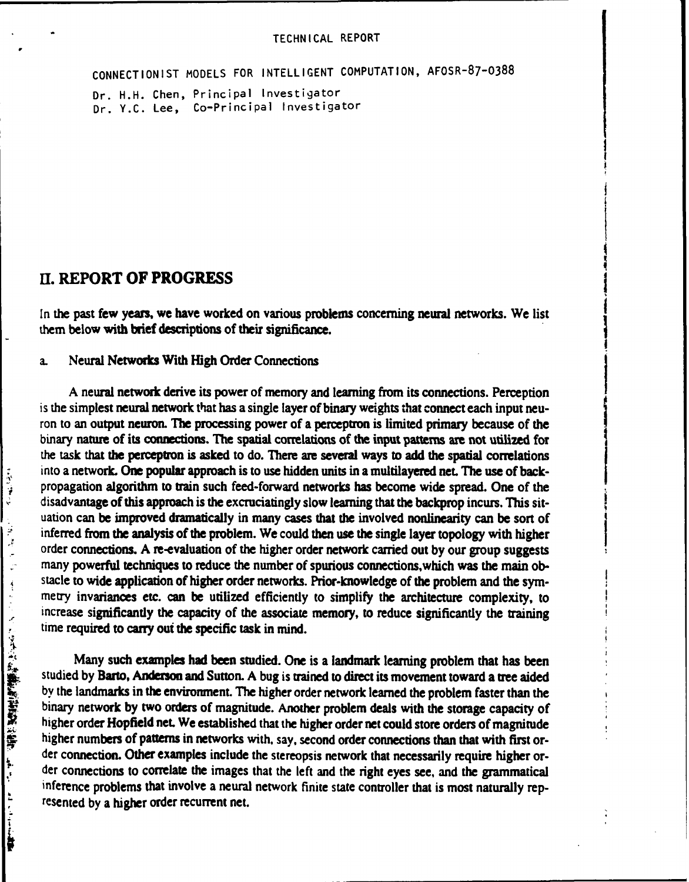TECHNICAL REPORT

CONNECTIONIST MODELS FOR INTELLIGENT COMPUTATION, AFOSR-87-0388

Dr. H.H. Chen, Principal Investigator
Dr. Y.C. Lee, Co-Principal Investigator

## II. REPORT OF PROGRESS

In the past few years, we have worked on various problems concerning neural networks. We list them below with brief descriptions of their significance.

### a. Neural Networks With High Order Connections

A neural network derive its power of memory and learning from its connections. Perception is the simplest neural network that has a single layer of binary weights that connect each input neuron to an output neuron. The processing power of a perceptron is limited primary because of the binary nature of its connections. The spatial correlations of the input patterns are not utilized for the task that the perceptron is asked to do. There are several ways to add the spatial correlations into a network. One popular approach is to use hidden units in a multilayered net. The use of back-propagation algorithm to train such feed-forward networks has become wide spread. One of the disadvantage of this approach is the excruciatingly slow learning that the backprop incurs. This situation can be improved dramatically in many cases that the involved nonlinearity can be sort of inferred from the analysis of the problem. We could then use the single layer topology with higher order connections. A re-evaluation of the higher order network carried out by our group suggests many powerful techniques to reduce the number of spurious connections,which was the main obstacle to wide application of higher order networks. Prior-knowledge of the problem and the symmetry invariances etc. can be utilized efficiently to simplify the architecture complexity, to increase significantly the capacity of the associate memory, to reduce significantly the training time required to carry out the specific task in mind.

Many such examples had been studied. One is a landmark learning problem that has been studied by Barto, Anderson and Sutton. A bug is trained to direct its movement toward a tree aided by the landmarks in the environment. The higher order network learned the problem faster than the binary network by two orders of magnitude. Another problem deals with the storage capacity of higher order Hopfield net. We established that the higher order net could store orders of magnitude higher numbers of patterns in networks with, say, second order connections than that with first order connection. Other examples include the stereopsis network that necessarily require higher order connections to correlate the images that the left and the right eyes see, and the grammatical inference problems that involve a neural network finite state controller that is most naturally represented by a higher order recurrent net.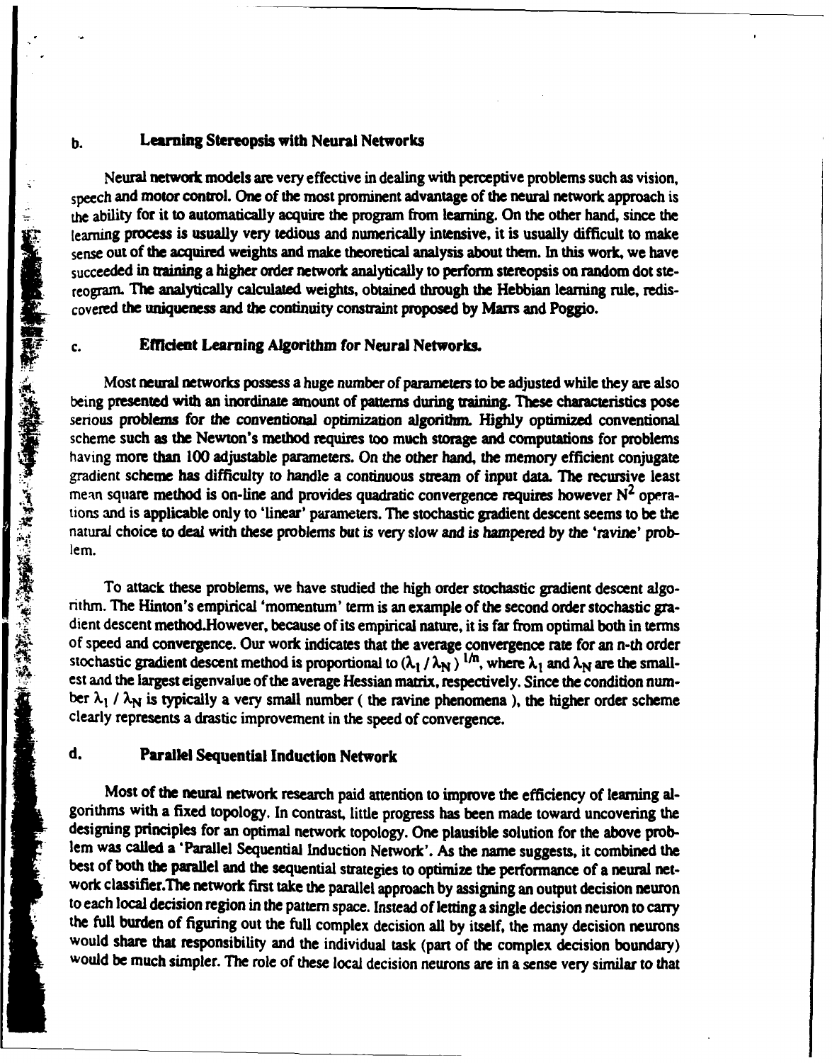### b. Learning Stereopsis with Neural Networks

Neural network models are very effective in dealing with perceptive problems such as vision, speech and motor control. One of the most prominent advantage of the neural network approach is the ability for it to automatically acquire the program from learning. On the other hand, since the learning process is usually very tedious and numerically intensive, it is usually difficult to make sense out of the acquired weights and make theoretical analysis about them. In this work, we have succeeded in training a higher order network analytically to perform stereopsis on random dot stereogram. The analytically calculated weights, obtained through the Hebbian learning rule, rediscovered the uniqueness and the continuity constraint proposed by Marrs and Poggio.

### c. Efficient Learning Algorithm for Neural Networks.

Most neural networks possess a huge number of parameters to be adjusted while they are also being presented with an inordinate amount of patterns during training. These characteristics pose serious problems for the conventional optimization algorithm. Highly optimized conventional scheme such as the Newton's method requires too much storage and computations for problems having more than 100 adjustable parameters. On the other hand, the memory efficient conjugate gradient scheme has difficulty to handle a continuous stream of input data. The recursive least mean square method is on-line and provides quadratic convergence requires however $N^2$ operations and is applicable only to 'linear' parameters. The stochastic gradient descent seems to be the natural choice to deal with these problems but is very slow and is hampered by the 'ravine' problem.

To attack these problems, we have studied the high order stochastic gradient descent algorithm. The Hinton's empirical 'momentum' term is an example of the second order stochastic gradient descent method.However, because of its empirical nature, it is far from optimal both in terms of speed and convergence. Our work indicates that the average convergence rate for an n-th order stochastic gradient descent method is proportional to $(\lambda_1 / \lambda_N)^{1/n}$, where $\lambda_1$ and $\lambda_N$ are the smallest and the largest eigenvalue of the average Hessian matrix, respectively. Since the condition number $\lambda_1 / \lambda_N$ is typically a very small number ( the ravine phenomena ), the higher order scheme clearly represents a drastic improvement in the speed of convergence.

### d. Parallel Sequential Induction Network

Most of the neural network research paid attention to improve the efficiency of learning algorithms with a fixed topology. In contrast, little progress has been made toward uncovering the designing principles for an optimal network topology. One plausible solution for the above problem was called a 'Parallel Sequential Induction Network'. As the name suggests, it combined the best of both the parallel and the sequential strategies to optimize the performance of a neural network classifier.The network first take the parallel approach by assigning an output decision neuron to each local decision region in the pattern space. Instead of letting a single decision neuron to carry the full burden of figuring out the full complex decision all by itself, the many decision neurons would share that responsibility and the individual task (part of the complex decision boundary) would be much simpler. The role of these local decision neurons are in a sense very similar to that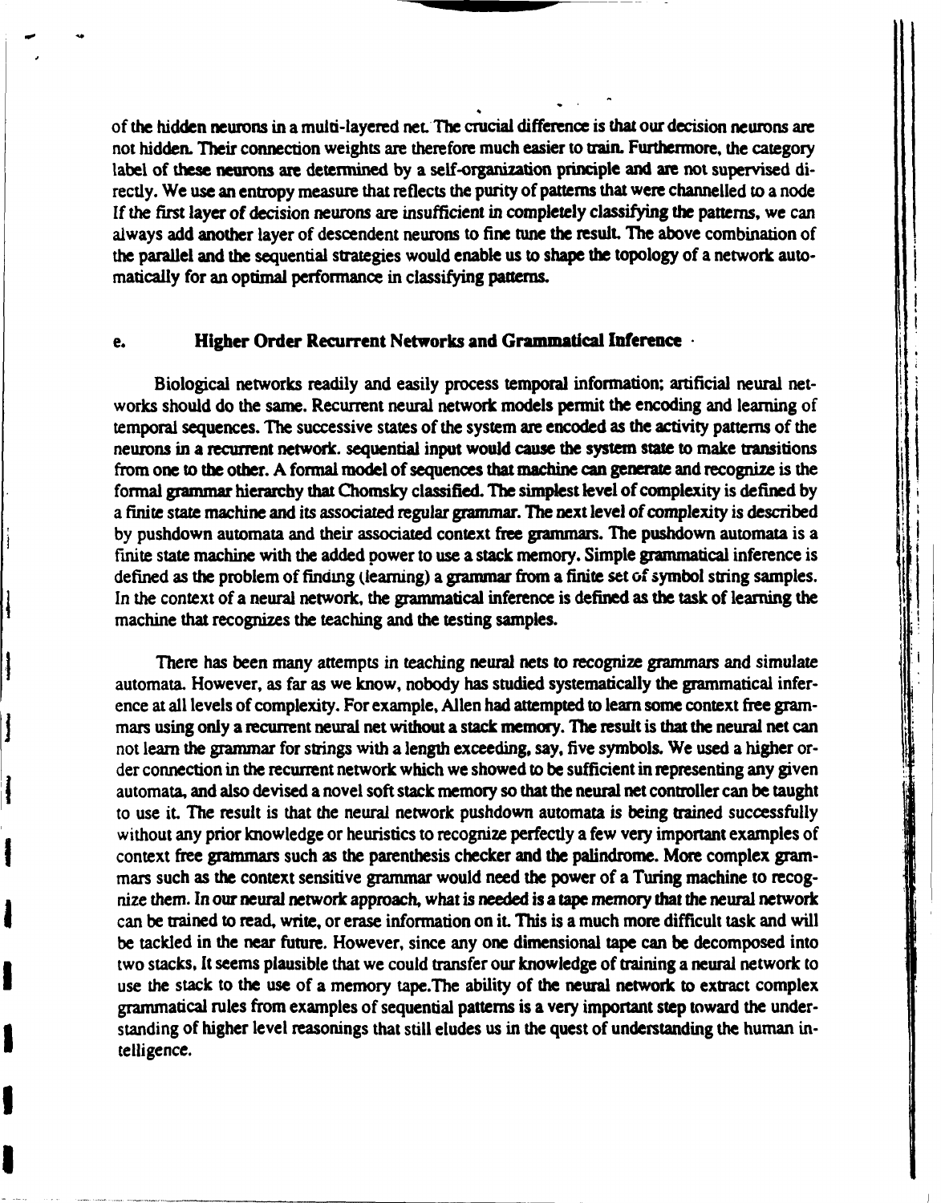of the hidden neurons in a multi-layered net. The crucial difference is that our decision neurons are not hidden. Their connection weights are therefore much easier to train. Furthermore, the category label of these neurons are determined by a self-organization principle and are not supervised directly. We use an entropy measure that reflects the purity of patterns that were channelled to a node If the first layer of decision neurons are insufficient in completely classifying the patterns, we can always add another layer of descendent neurons to fine tune the result. The above combination of the parallel and the sequential strategies would enable us to shape the topology of a network automatically for an optimal performance in classifying patterns.

## e. Higher Order Recurrent Networks and Grammatical Inference

Biological networks readily and easily process temporal information; artificial neural networks should do the same. Recurrent neural network models permit the encoding and learning of temporal sequences. The successive states of the system are encoded as the activity patterns of the neurons in a recurrent network. sequential input would cause the system state to make transitions from one to the other. A formal model of sequences that machine can generate and recognize is the formal grammar hierarchy that Chomsky classified. The simplest level of complexity is defined by a finite state machine and its associated regular grammar. The next level of complexity is described by pushdown automata and their associated context free grammars. The pushdown automata is a finite state machine with the added power to use a stack memory. Simple grammatical inference is defined as the problem of finding (learning) a grammar from a finite set of symbol string samples. In the context of a neural network, the grammatical inference is defined as the task of learning the machine that recognizes the teaching and the testing samples.

There has been many attempts in teaching neural nets to recognize grammars and simulate automata. However, as far as we know, nobody has studied systematically the grammatical inference at all levels of complexity. For example, Allen had attempted to learn some context free grammars using only a recurrent neural net without a stack memory. The result is that the neural net can not learn the grammar for strings with a length exceeding, say, five symbols. We used a higher order connection in the recurrent network which we showed to be sufficient in representing any given automata, and also devised a novel soft stack memory so that the neural net controller can be taught to use it. The result is that the neural network pushdown automata is being trained successfully without any prior knowledge or heuristics to recognize perfectly a few very important examples of context free grammars such as the parenthesis checker and the palindrome. More complex grammars such as the context sensitive grammar would need the power of a Turing machine to recognize them. In our neural network approach, what is needed is a tape memory that the neural network can be trained to read, write, or erase information on it. This is a much more difficult task and will be tackled in the near future. However, since any one dimensional tape can be decomposed into two stacks, It seems plausible that we could transfer our knowledge of training a neural network to use the stack to the use of a memory tape.The ability of the neural network to extract complex grammatical rules from examples of sequential patterns is a very important step toward the understanding of higher level reasonings that still eludes us in the quest of understanding the human intelligence.